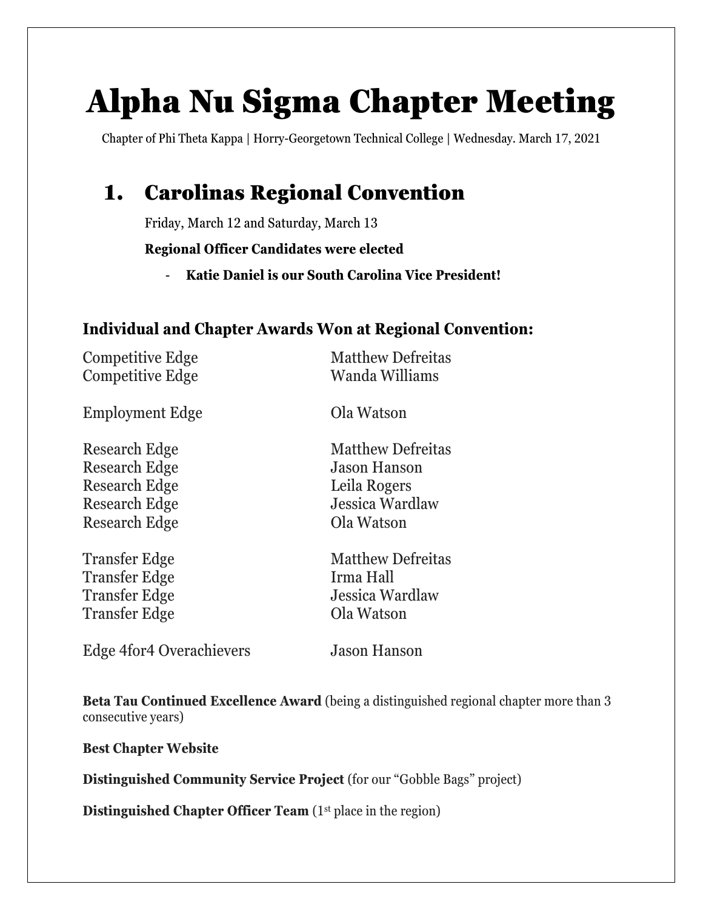# Alpha Nu Sigma Chapter Meeting

Chapter of Phi Theta Kappa | Horry-Georgetown Technical College | Wednesday. March 17, 2021

## 1. Carolinas Regional Convention

Friday, March 12 and Saturday, March 13

**Regional Officer Candidates were elected**

- **Katie Daniel is our South Carolina Vice President!**

### Individual and Chapter Awards Won at Regional Convention:

| Award | Recipient |
|---|---|
| Competitive Edge | Matthew Defreitas |
| Competitive Edge | Wanda Williams |
| Employment Edge | Ola Watson |
| Research Edge | Matthew Defreitas |
| Research Edge | Jason Hanson |
| Research Edge | Leila Rogers |
| Research Edge | Jessica Wardlaw |
| Research Edge | Ola Watson |
| Transfer Edge | Matthew Defreitas |
| Transfer Edge | Irma Hall |
| Transfer Edge | Jessica Wardlaw |
| Transfer Edge | Ola Watson |
| Edge 4for4 Overachievers | Jason Hanson |

**Beta Tau Continued Excellence Award** (being a distinguished regional chapter more than 3 consecutive years)

**Best Chapter Website**

**Distinguished Community Service Project** (for our "Gobble Bags" project)

**Distinguished Chapter Officer Team** (1st place in the region)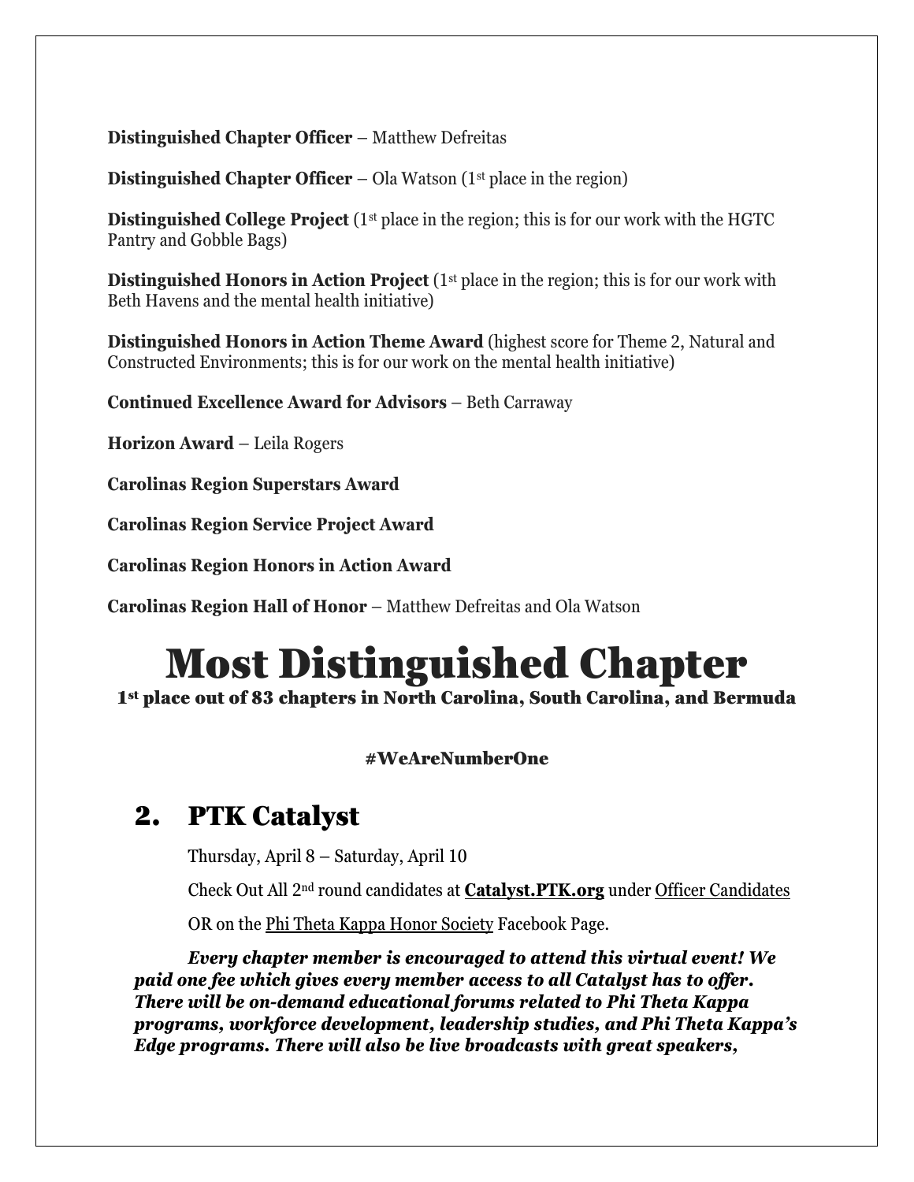**Distinguished Chapter Officer** – Matthew Defreitas

**Distinguished Chapter Officer** – Ola Watson (1st place in the region)

**Distinguished College Project** (1st place in the region; this is for our work with the HGTC Pantry and Gobble Bags)

**Distinguished Honors in Action Project** (1st place in the region; this is for our work with Beth Havens and the mental health initiative)

**Distinguished Honors in Action Theme Award** (highest score for Theme 2, Natural and Constructed Environments; this is for our work on the mental health initiative)

**Continued Excellence Award for Advisors** – Beth Carraway

**Horizon Award** – Leila Rogers

**Carolinas Region Superstars Award**

**Carolinas Region Service Project Award**

**Carolinas Region Honors in Action Award**

**Carolinas Region Hall of Honor** – Matthew Defreitas and Ola Watson

# Most Distinguished Chapter

**1st place out of 83 chapters in North Carolina, South Carolina, and Bermuda**

**#WeAreNumberOne**

## 2. PTK Catalyst

Thursday, April 8 – Saturday, April 10

Check Out All 2nd round candidates at **Catalyst.PTK.org** under Officer Candidates

OR on the Phi Theta Kappa Honor Society Facebook Page.

***Every chapter member is encouraged to attend this virtual event! We paid one fee which gives every member access to all Catalyst has to offer. There will be on-demand educational forums related to Phi Theta Kappa programs, workforce development, leadership studies, and Phi Theta Kappa's Edge programs. There will also be live broadcasts with great speakers,***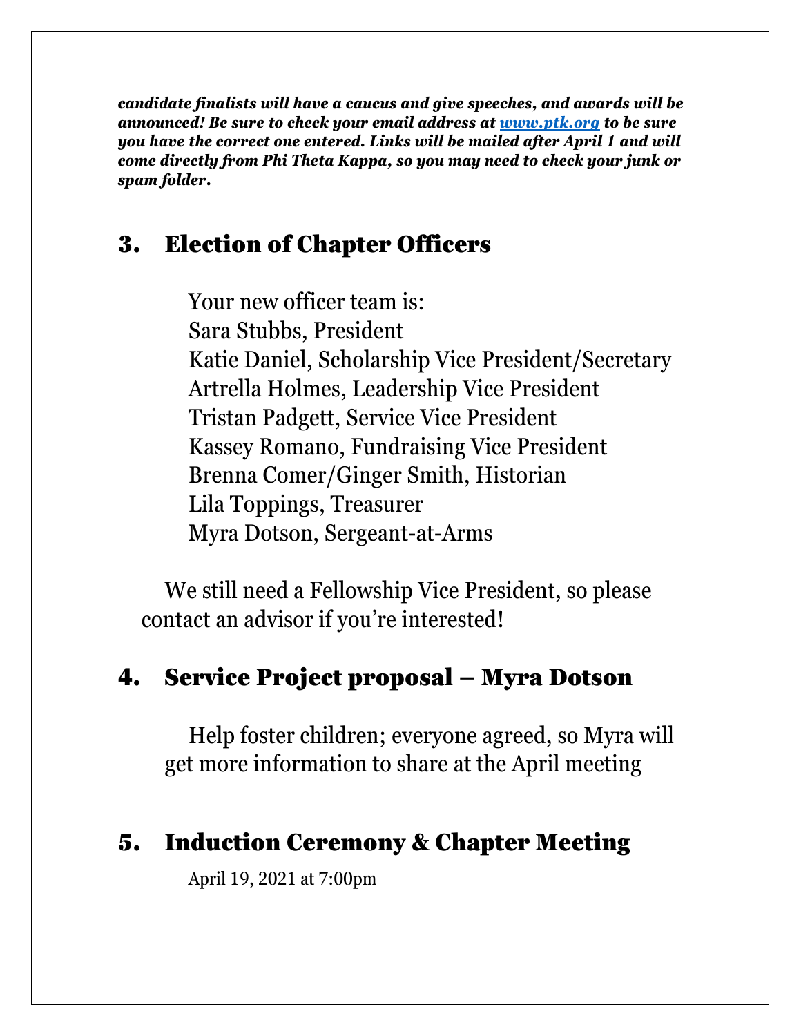***candidate finalists will have a caucus and give speeches, and awards will be announced! Be sure to check your email address at [www.ptk.org](http://www.ptk.org) to be sure you have the correct one entered. Links will be mailed after April 1 and will come directly from Phi Theta Kappa, so you may need to check your junk or spam folder.***

## 3. Election of Chapter Officers

Your new officer team is:
Sara Stubbs, President
Katie Daniel, Scholarship Vice President/Secretary
Artrella Holmes, Leadership Vice President
Tristan Padgett, Service Vice President
Kassey Romano, Fundraising Vice President
Brenna Comer/Ginger Smith, Historian
Lila Toppings, Treasurer
Myra Dotson, Sergeant-at-Arms

We still need a Fellowship Vice President, so please contact an advisor if you're interested!

## 4. Service Project proposal – Myra Dotson

Help foster children; everyone agreed, so Myra will get more information to share at the April meeting

## 5. Induction Ceremony & Chapter Meeting

April 19, 2021 at 7:00pm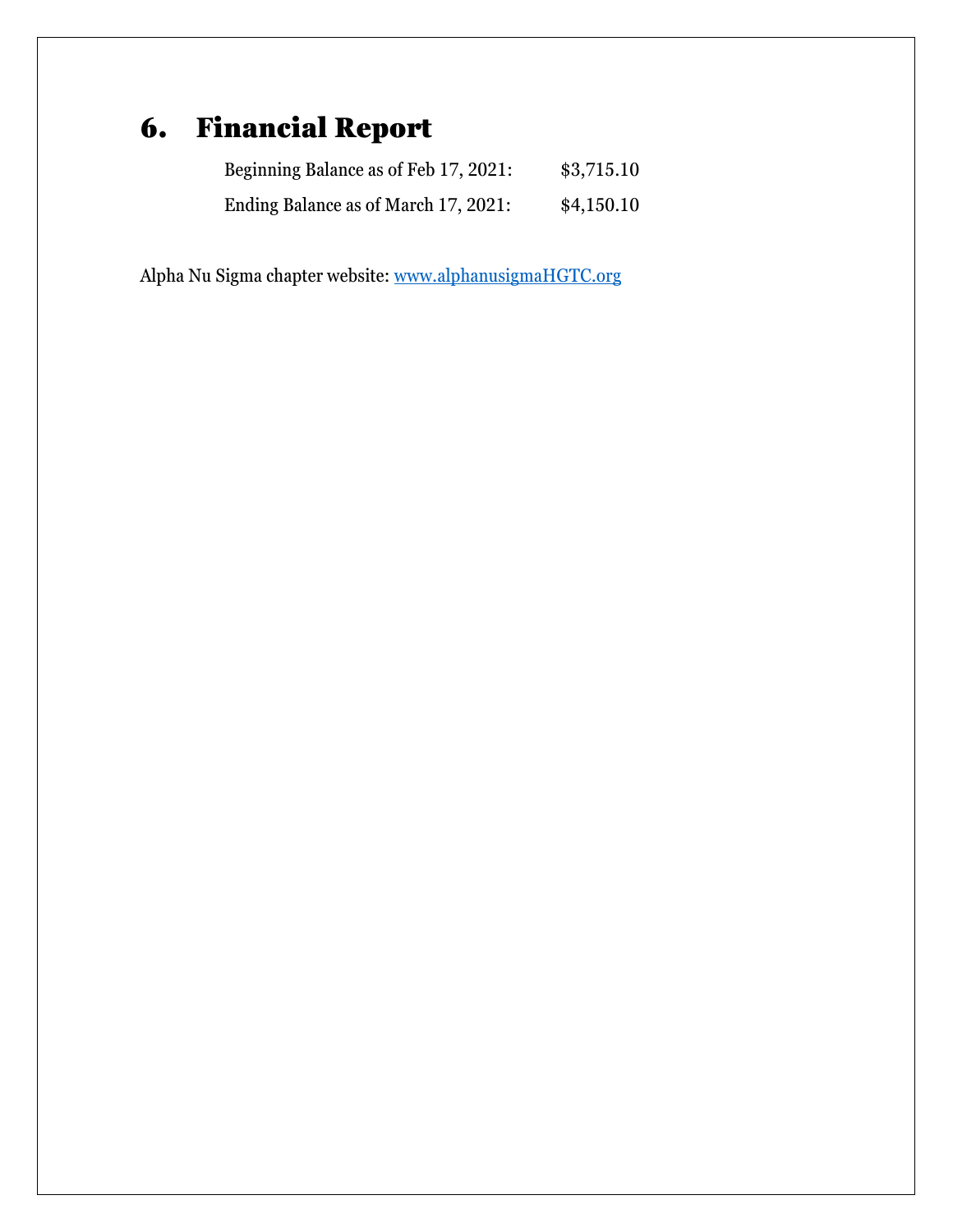# 6. Financial Report

| | |
|---|---|
| Beginning Balance as of Feb 17, 2021: | $3,715.10 |
| Ending Balance as of March 17, 2021: | $4,150.10 |

Alpha Nu Sigma chapter website: [www.alphanusigmaHGTC.org](www.alphanusigmaHGTC.org)